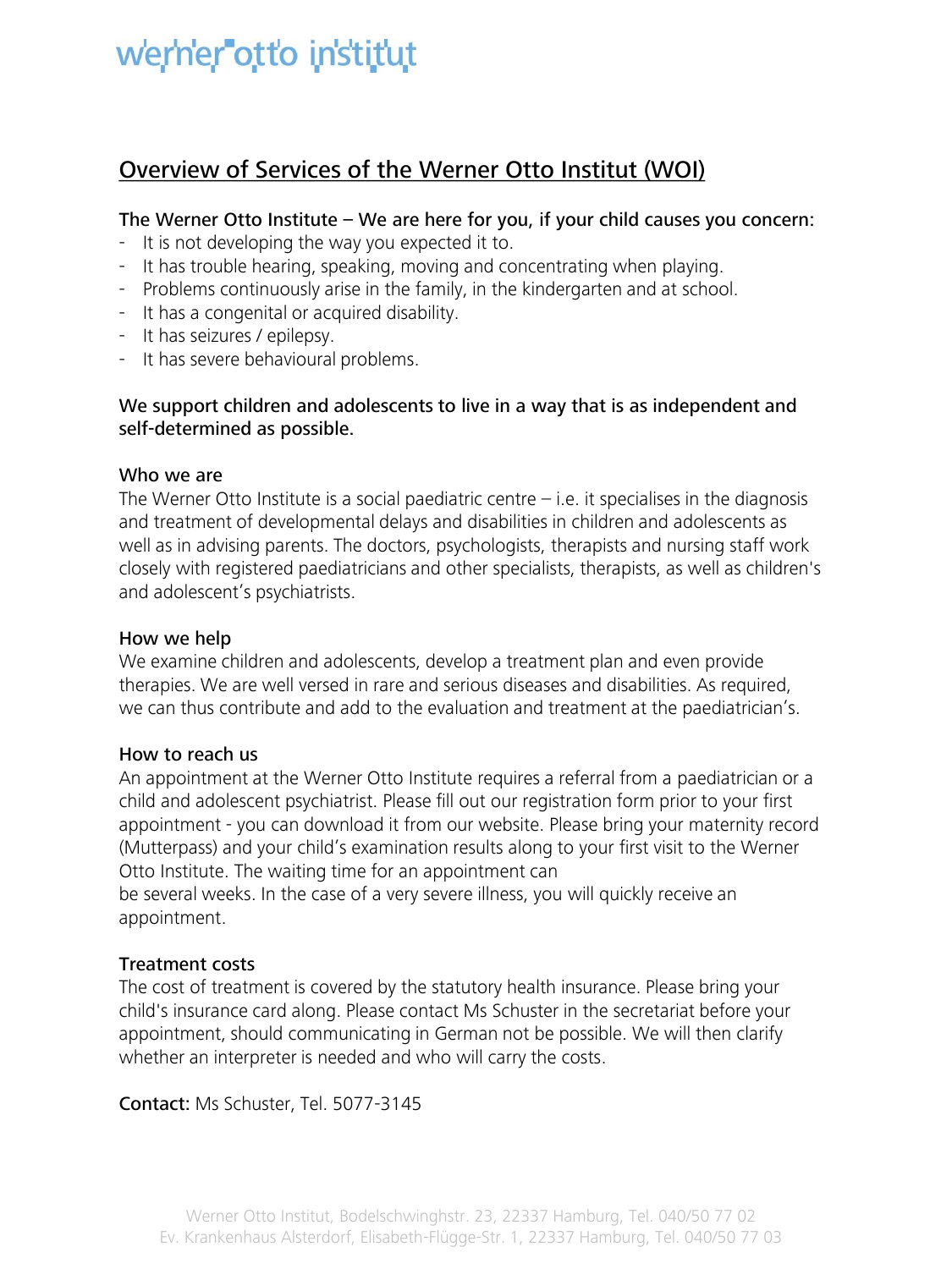werner otto institut

## Overview of Services of the Werner Otto Institut (WOI)

**The Werner Otto Institute – We are here for you, if your child causes you concern:**

- It is not developing the way you expected it to.
- It has trouble hearing, speaking, moving and concentrating when playing.
- Problems continuously arise in the family, in the kindergarten and at school.
- It has a congenital or acquired disability.
- It has seizures / epilepsy.
- It has severe behavioural problems.

**We support children and adolescents to live in a way that is as independent and self-determined as possible.**

### Who we are

The Werner Otto Institute is a social paediatric centre – i.e. it specialises in the diagnosis and treatment of developmental delays and disabilities in children and adolescents as well as in advising parents. The doctors, psychologists, therapists and nursing staff work closely with registered paediatricians and other specialists, therapists, as well as children's and adolescent's psychiatrists.

### How we help

We examine children and adolescents, develop a treatment plan and even provide therapies. We are well versed in rare and serious diseases and disabilities. As required, we can thus contribute and add to the evaluation and treatment at the paediatrician's.

### How to reach us

An appointment at the Werner Otto Institute requires a referral from a paediatrician or a child and adolescent psychiatrist. Please fill out our registration form prior to your first appointment - you can download it from our website. Please bring your maternity record (Mutterpass) and your child's examination results along to your first visit to the Werner Otto Institute. The waiting time for an appointment can be several weeks. In the case of a very severe illness, you will quickly receive an appointment.

### Treatment costs

The cost of treatment is covered by the statutory health insurance. Please bring your child's insurance card along. Please contact Ms Schuster in the secretariat before your appointment, should communicating in German not be possible. We will then clarify whether an interpreter is needed and who will carry the costs.

**Contact:** Ms Schuster, Tel. 5077-3145

Werner Otto Institut, Bodelschwinghstr. 23, 22337 Hamburg, Tel. 040/50 77 02
Ev. Krankenhaus Alsterdorf, Elisabeth-Flügge-Str. 1, 22337 Hamburg, Tel. 040/50 77 03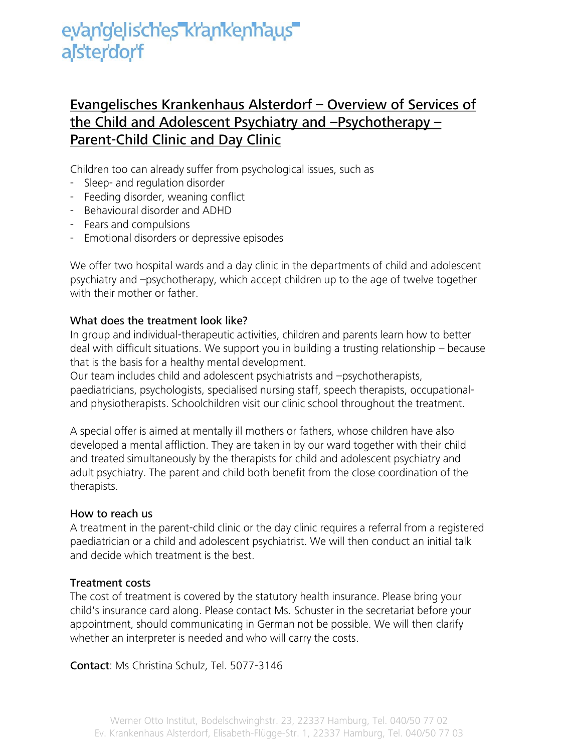evangelisches krankenhaus alsterdorf

## Evangelisches Krankenhaus Alsterdorf – Overview of Services of the Child and Adolescent Psychiatry and –Psychotherapy – Parent-Child Clinic and Day Clinic

Children too can already suffer from psychological issues, such as

- Sleep- and regulation disorder
- Feeding disorder, weaning conflict
- Behavioural disorder and ADHD
- Fears and compulsions
- Emotional disorders or depressive episodes

We offer two hospital wards and a day clinic in the departments of child and adolescent psychiatry and –psychotherapy, which accept children up to the age of twelve together with their mother or father.

### What does the treatment look like?

In group and individual-therapeutic activities, children and parents learn how to better deal with difficult situations. We support you in building a trusting relationship – because that is the basis for a healthy mental development.
Our team includes child and adolescent psychiatrists and –psychotherapists, paediatricians, psychologists, specialised nursing staff, speech therapists, occupational- and physiotherapists. Schoolchildren visit our clinic school throughout the treatment.

A special offer is aimed at mentally ill mothers or fathers, whose children have also developed a mental affliction. They are taken in by our ward together with their child and treated simultaneously by the therapists for child and adolescent psychiatry and adult psychiatry. The parent and child both benefit from the close coordination of the therapists.

### How to reach us

A treatment in the parent-child clinic or the day clinic requires a referral from a registered paediatrician or a child and adolescent psychiatrist. We will then conduct an initial talk and decide which treatment is the best.

### Treatment costs

The cost of treatment is covered by the statutory health insurance. Please bring your child's insurance card along. Please contact Ms. Schuster in the secretariat before your appointment, should communicating in German not be possible. We will then clarify whether an interpreter is needed and who will carry the costs.

**Contact**: Ms Christina Schulz, Tel. 5077-3146

Werner Otto Institut, Bodelschwinghstr. 23, 22337 Hamburg, Tel. 040/50 77 02
Ev. Krankenhaus Alsterdorf, Elisabeth-Flügge-Str. 1, 22337 Hamburg, Tel. 040/50 77 03